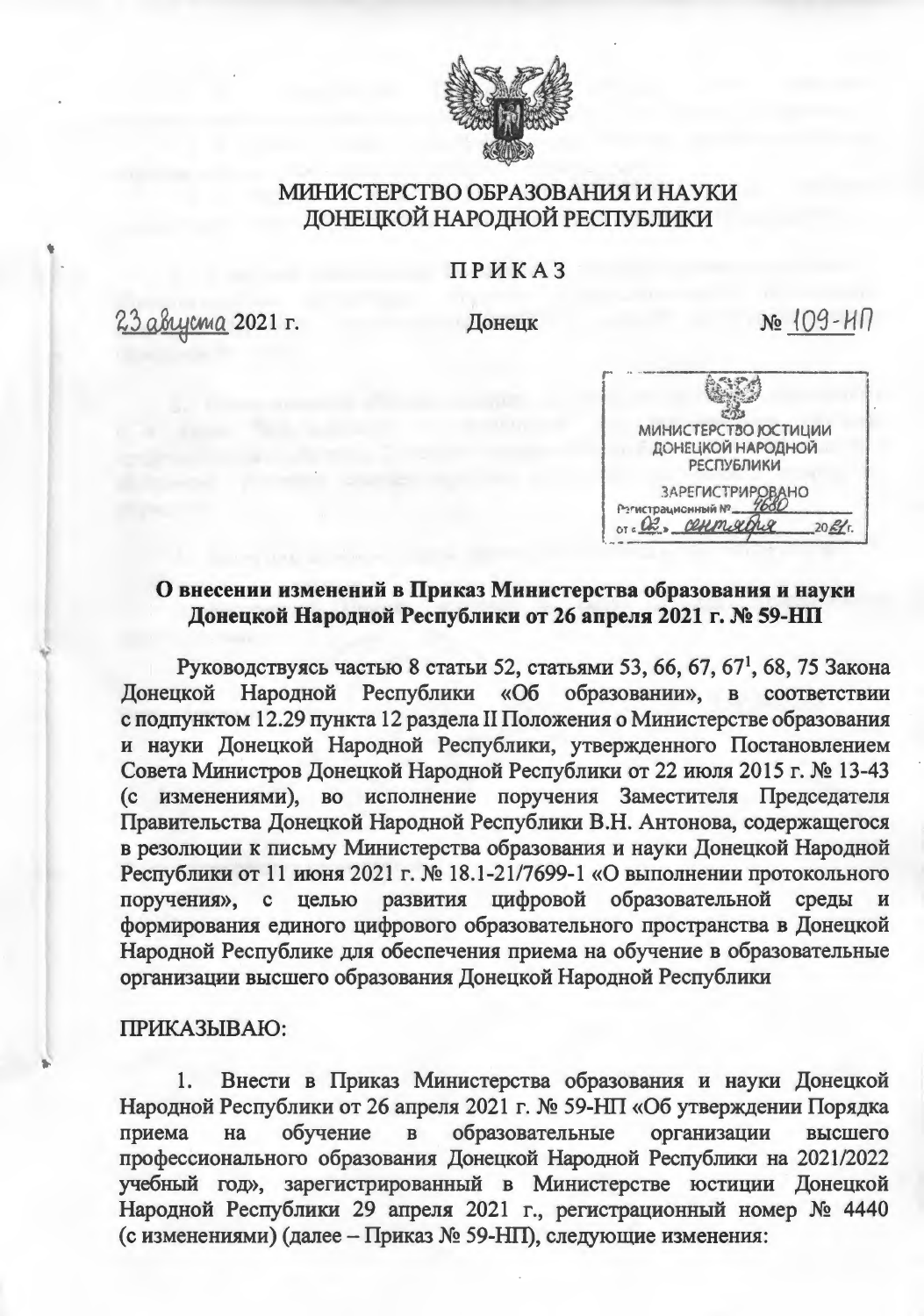МИНИСТЕРСТВО ОБРАЗОВАНИЯ И НАУКИ
ДОНЕЦКОЙ НАРОДНОЙ РЕСПУБЛИКИ

# ПРИКАЗ

23 августа 2021 г. Донецк № 109-НП

МИНИСТЕРСТВО ЮСТИЦИИ
ДОНЕЦКОЙ НАРОДНОЙ
РЕСПУБЛИКИ
ЗАРЕГИСТРИРОВАНО
Регистрационный № 4680
от «02» сентября 2021 г.

**О внесении изменений в Приказ Министерства образования и науки Донецкой Народной Республики от 26 апреля 2021 г. № 59-НП**

Руководствуясь частью 8 статьи 52, статьями 53, 66, 67, 67[1], 68, 75 Закона Донецкой Народной Республики «Об образовании», в соответствии с подпунктом 12.29 пункта 12 раздела II Положения о Министерстве образования и науки Донецкой Народной Республики, утвержденного Постановлением Совета Министров Донецкой Народной Республики от 22 июля 2015 г. № 13-43 (с изменениями), во исполнение поручения Заместителя Председателя Правительства Донецкой Народной Республики В.Н. Антонова, содержащегося в резолюции к письму Министерства образования и науки Донецкой Народной Республики от 11 июня 2021 г. № 18.1-21/7699-1 «О выполнении протокольного поручения», с целью развития цифровой образовательной среды и формирования единого цифрового образовательного пространства в Донецкой Народной Республике для обеспечения приема на обучение в образовательные организации высшего образования Донецкой Народной Республики

ПРИКАЗЫВАЮ:

1. Внести в Приказ Министерства образования и науки Донецкой Народной Республики от 26 апреля 2021 г. № 59-НП «Об утверждении Порядка приема на обучение в образовательные организации высшего профессионального образования Донецкой Народной Республики на 2021/2022 учебный год», зарегистрированный в Министерстве юстиции Донецкой Народной Республики 29 апреля 2021 г., регистрационный номер № 4440 (с изменениями) (далее – Приказ № 59-НП), следующие изменения: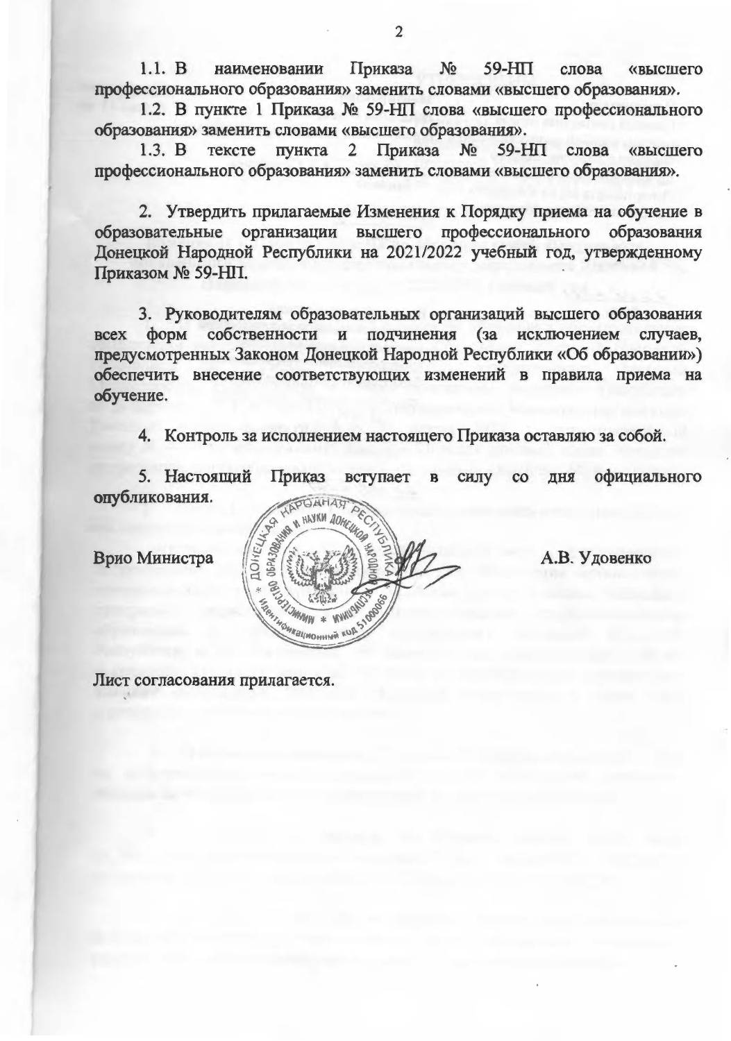1.1. В наименовании Приказа № 59-НП слова «высшего профессионального образования» заменить словами «высшего образования».

1.2. В пункте 1 Приказа № 59-НП слова «высшего профессионального образования» заменить словами «высшего образования».

1.3. В тексте пункта 2 Приказа № 59-НП слова «высшего профессионального образования» заменить словами «высшего образования».

2. Утвердить прилагаемые Изменения к Порядку приема на обучение в образовательные организации высшего профессионального образования Донецкой Народной Республики на 2021/2022 учебный год, утвержденному Приказом № 59-НП.

3. Руководителям образовательных организаций высшего образования всех форм собственности и подчинения (за исключением случаев, предусмотренных Законом Донецкой Народной Республики «Об образовании») обеспечить внесение соответствующих изменений в правила приема на обучение.

4. Контроль за исполнением настоящего Приказа оставляю за собой.

5. Настоящий Приказ вступает в силу со дня официального опубликования.

Врио Министра А.В. Удовенко

Лист согласования прилагается.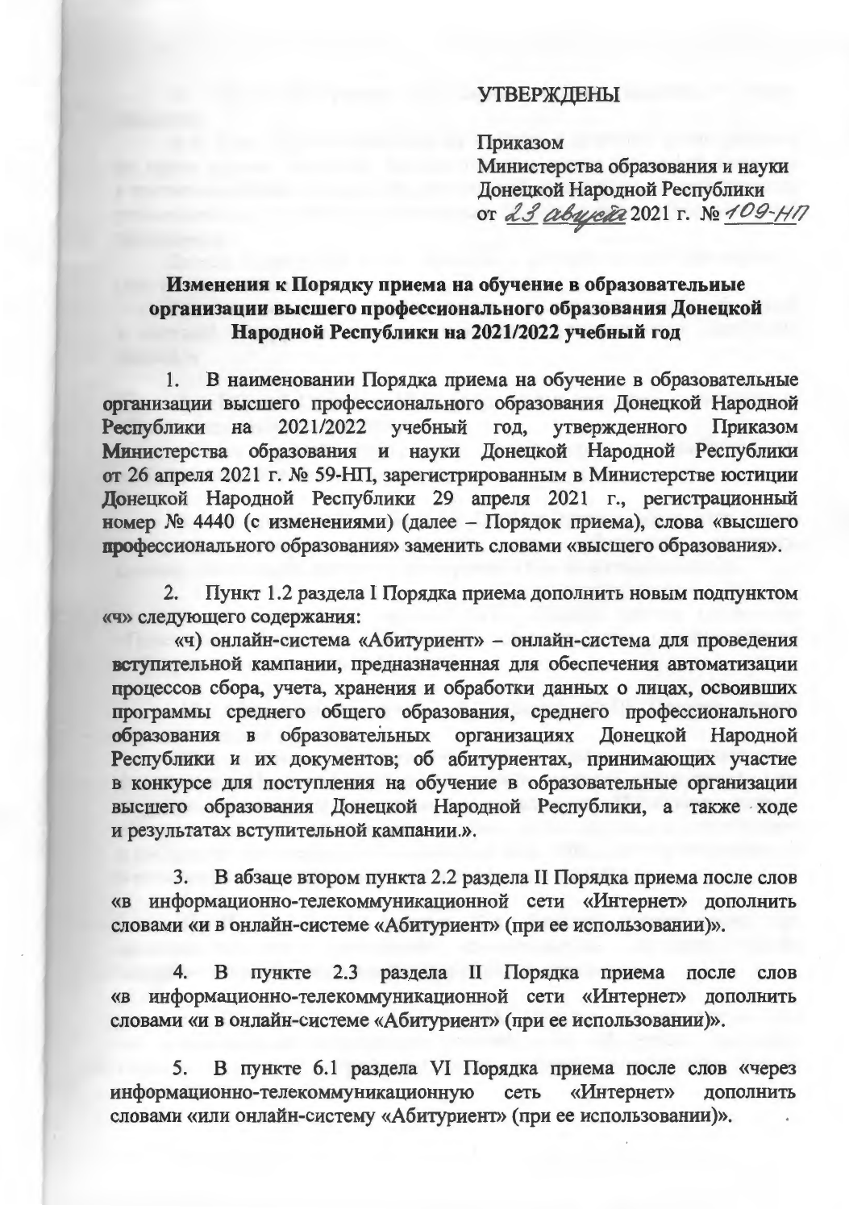УТВЕРЖДЕНЫ

Приказом
Министерства образования и науки
Донецкой Народной Республики
от 23 августа 2021 г. № 109-НП

**Изменения к Порядку приема на обучение в образовательные организации высшего профессионального образования Донецкой Народной Республики на 2021/2022 учебный год**

1. В наименовании Порядка приема на обучение в образовательные организации высшего профессионального образования Донецкой Народной Республики на 2021/2022 учебный год, утвержденного Приказом Министерства образования и науки Донецкой Народной Республики от 26 апреля 2021 г. № 59-НП, зарегистрированным в Министерстве юстиции Донецкой Народной Республики 29 апреля 2021 г., регистрационный номер № 4440 (с изменениями) (далее – Порядок приема), слова «высшего профессионального образования» заменить словами «высшего образования».

2. Пункт 1.2 раздела I Порядка приема дополнить новым подпунктом «ч» следующего содержания:

«ч) онлайн-система «Абитуриент» – онлайн-система для проведения вступительной кампании, предназначенная для обеспечения автоматизации процессов сбора, учета, хранения и обработки данных о лицах, освоивших программы среднего общего образования, среднего профессионального образования в образовательных организациях Донецкой Народной Республики и их документов; об абитуриентах, принимающих участие в конкурсе для поступления на обучение в образовательные организации высшего образования Донецкой Народной Республики, а также ходе и результатах вступительной кампании.».

3. В абзаце втором пункта 2.2 раздела II Порядка приема после слов «в информационно-телекоммуникационной сети «Интернет» дополнить словами «и в онлайн-системе «Абитуриент» (при ее использовании)».

4. В пункте 2.3 раздела II Порядка приема после слов «в информационно-телекоммуникационной сети «Интернет» дополнить словами «и в онлайн-системе «Абитуриент» (при ее использовании)».

5. В пункте 6.1 раздела VI Порядка приема после слов «через информационно-телекоммуникационную сеть «Интернет» дополнить словами «или онлайн-систему «Абитуриент» (при ее использовании)».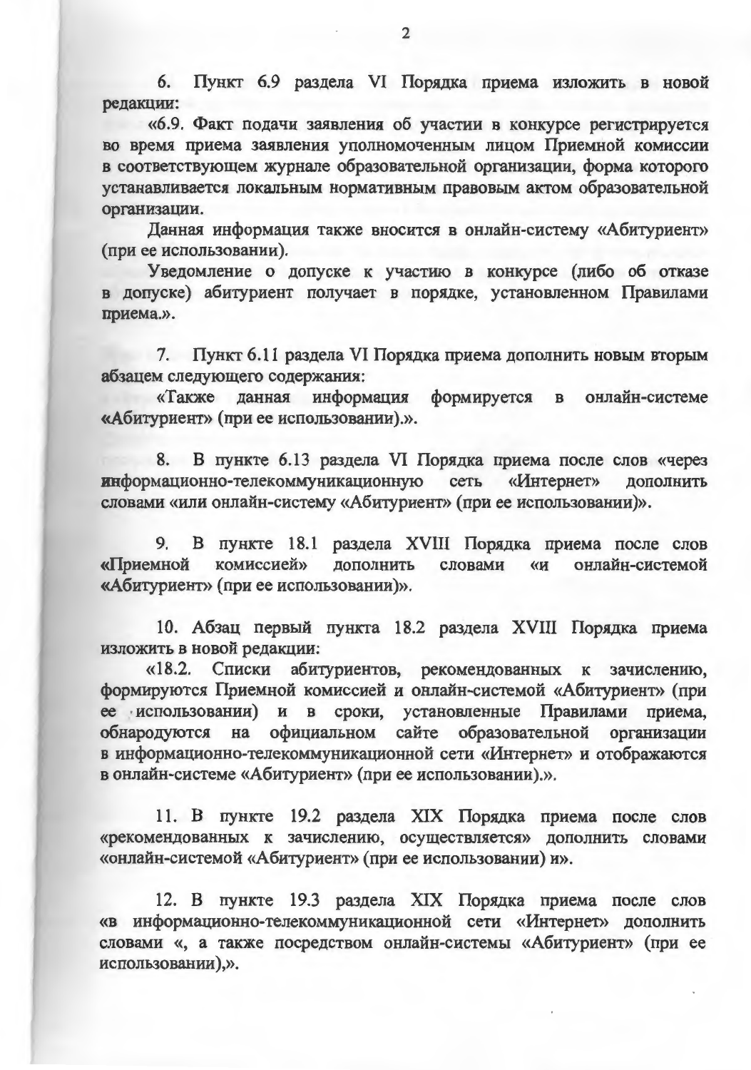6. Пункт 6.9 раздела VI Порядка приема изложить в новой редакции:

«6.9. Факт подачи заявления об участии в конкурсе регистрируется во время приема заявления уполномоченным лицом Приемной комиссии в соответствующем журнале образовательной организации, форма которого устанавливается локальным нормативным правовым актом образовательной организации.

Данная информация также вносится в онлайн-систему «Абитуриент» (при ее использовании).

Уведомление о допуске к участию в конкурсе (либо об отказе в допуске) абитуриент получает в порядке, установленном Правилами приема.».

7. Пункт 6.11 раздела VI Порядка приема дополнить новым вторым абзацем следующего содержания:

«Также данная информация формируется в онлайн-системе «Абитуриент» (при ее использовании).».

8. В пункте 6.13 раздела VI Порядка приема после слов «через информационно-телекоммуникационную сеть «Интернет» дополнить словами «или онлайн-систему «Абитуриент» (при ее использовании)».

9. В пункте 18.1 раздела XVIII Порядка приема после слов «Приемной комиссией» дополнить словами «и онлайн-системой «Абитуриент» (при ее использовании)».

10. Абзац первый пункта 18.2 раздела XVIII Порядка приема изложить в новой редакции:

«18.2. Списки абитуриентов, рекомендованных к зачислению, формируются Приемной комиссией и онлайн-системой «Абитуриент» (при ее использовании) и в сроки, установленные Правилами приема, обнародуются на официальном сайте образовательной организации в информационно-телекоммуникационной сети «Интернет» и отображаются в онлайн-системе «Абитуриент» (при ее использовании).».

11. В пункте 19.2 раздела XIX Порядка приема после слов «рекомендованных к зачислению, осуществляется» дополнить словами «онлайн-системой «Абитуриент» (при ее использовании) и».

12. В пункте 19.3 раздела XIX Порядка приема после слов «в информационно-телекоммуникационной сети «Интернет» дополнить словами «, а также посредством онлайн-системы «Абитуриент» (при ее использовании),».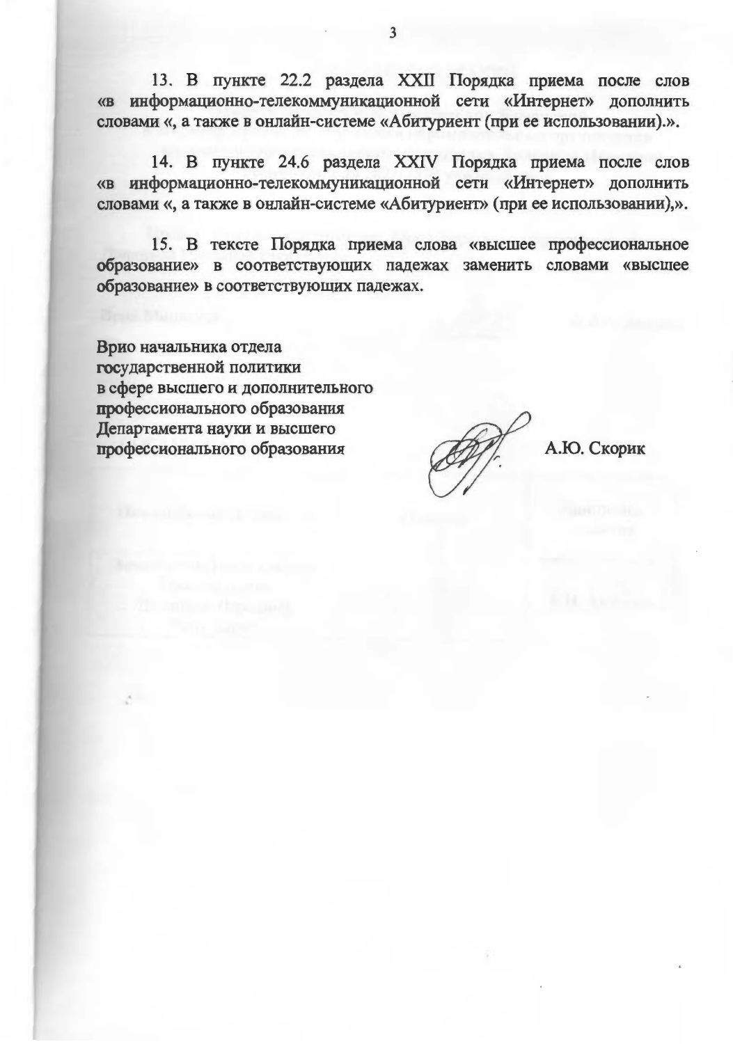13. В пункте 22.2 раздела XXII Порядка приема после слов «в информационно-телекоммуникационной сети «Интернет» дополнить словами «, а также в онлайн-системе «Абитуриент (при ее использовании).».

14. В пункте 24.6 раздела XXIV Порядка приема после слов «в информационно-телекоммуникационной сети «Интернет» дополнить словами «, а также в онлайн-системе «Абитуриент» (при ее использовании),».

15. В тексте Порядка приема слова «высшее профессиональное образование» в соответствующих падежах заменить словами «высшее образование» в соответствующих падежах.

Врио начальника отдела
государственной политики
в сфере высшего и дополнительного
профессионального образования
Департамента науки и высшего
профессионального образования

А.Ю. Скорик